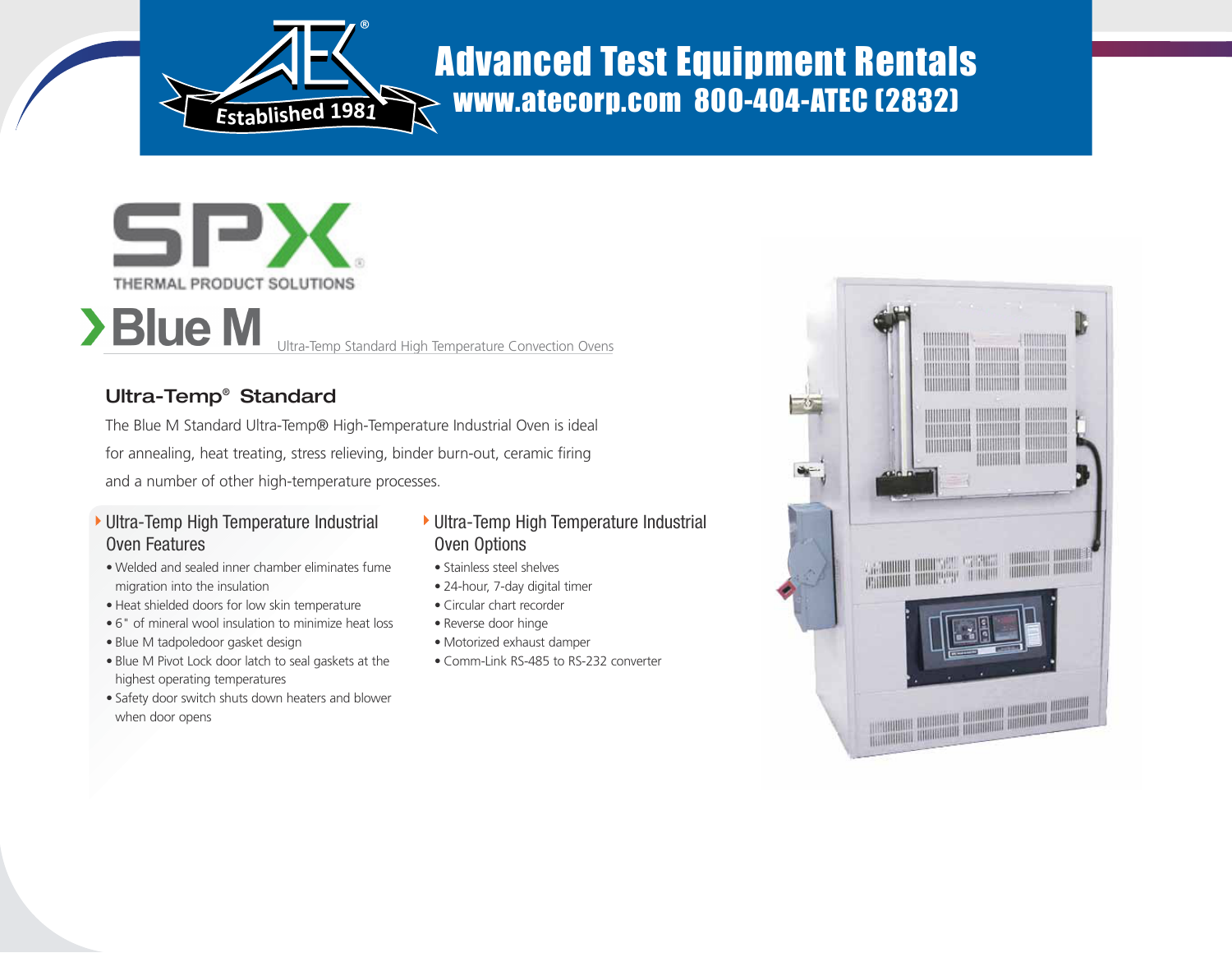# Advanced Test Equipment Rentals

**www.atecorp.com 800-404-ATEC (2832)**

Established 1981

SPX THERMAL PRODUCT SOLUTIONS

# Blue M

Ultra-Temp Standard High Temperature Convection Ovens

## Ultra-Temp® Standard

The Blue M Standard Ultra-Temp® High-Temperature Industrial Oven is ideal for annealing, heat treating, stress relieving, binder burn-out, ceramic firing and a number of other high-temperature processes.

### Ultra-Temp High Temperature Industrial Oven Features

- Welded and sealed inner chamber eliminates fume migration into the insulation
- Heat shielded doors for low skin temperature
- 6" of mineral wool insulation to minimize heat loss
- Blue M tadpoledoor gasket design
- Blue M Pivot Lock door latch to seal gaskets at the highest operating temperatures
- Safety door switch shuts down heaters and blower when door opens

### Ultra-Temp High Temperature Industrial Oven Options

- Stainless steel shelves
- 24-hour, 7-day digital timer
- Circular chart recorder
- Reverse door hinge
- Motorized exhaust damper
- Comm-Link RS-485 to RS-232 converter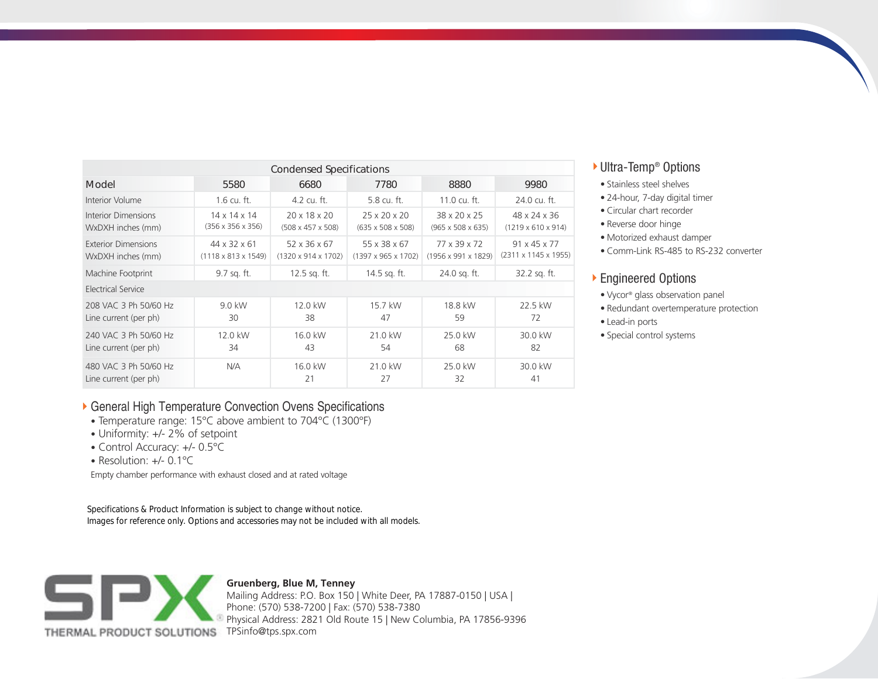| Condensed Specifications | | | | | |
|---|---|---|---|---|---|
| Model | 5580 | 6680 | 7780 | 8880 | 9980 |
| Interior Volume | 1.6 cu. ft. | 4.2 cu. ft. | 5.8 cu. ft. | 11.0 cu. ft. | 24.0 cu. ft. |
| Interior Dimensions WxDXH inches (mm) | 14 x 14 x 14 (356 x 356 x 356) | 20 x 18 x 20 (508 x 457 x 508) | 25 x 20 x 20 (635 x 508 x 508) | 38 x 20 x 25 (965 x 508 x 635) | 48 x 24 x 36 (1219 x 610 x 914) |
| Exterior Dimensions WxDXH inches (mm) | 44 x 32 x 61 (1118 x 813 x 1549) | 52 x 36 x 67 (1320 x 914 x 1702) | 55 x 38 x 67 (1397 x 965 x 1702) | 77 x 39 x 72 (1956 x 991 x 1829) | 91 x 45 x 77 (2311 x 1145 x 1955) |
| Machine Footprint | 9.7 sq. ft. | 12.5 sq. ft. | 14.5 sq. ft. | 24.0 sq. ft. | 32.2 sq. ft. |
| Electrical Service | | | | | |
| 208 VAC 3 Ph 50/60 Hz Line current (per ph) | 9.0 kW 30 | 12.0 kW 38 | 15.7 kW 47 | 18.8 kW 59 | 22.5 kW 72 |
| 240 VAC 3 Ph 50/60 Hz Line current (per ph) | 12.0 kW 34 | 16.0 kW 43 | 21.0 kW 54 | 25.0 kW 68 | 30.0 kW 82 |
| 480 VAC 3 Ph 50/60 Hz Line current (per ph) | N/A | 16.0 kW 21 | 21.0 kW 27 | 25.0 kW 32 | 30.0 kW 41 |

## General High Temperature Convection Ovens Specifications

- Temperature range: 15°C above ambient to 704°C (1300°F)
- Uniformity: +/- 2% of setpoint
- Control Accuracy: +/- 0.5°C
- Resolution: +/- 0.1°C

Empty chamber performance with exhaust closed and at rated voltage

## Ultra-Temp® Options

- Stainless steel shelves
- 24-hour, 7-day digital timer
- Circular chart recorder
- Reverse door hinge
- Motorized exhaust damper
- Comm-Link RS-485 to RS-232 converter

## Engineered Options

- Vycor® glass observation panel
- Redundant overtemperature protection
- Lead-in ports
- Special control systems

Specifications & Product Information is subject to change without notice.
Images for reference only. Options and accessories may not be included with all models.

SPX THERMAL PRODUCT SOLUTIONS

**Gruenberg, Blue M, Tenney**
Mailing Address: P.O. Box 150 | White Deer, PA 17887-0150 | USA |
Phone: (570) 538-7200 | Fax: (570) 538-7380
Physical Address: 2821 Old Route 15 | New Columbia, PA 17856-9396
TPSinfo@tps.spx.com